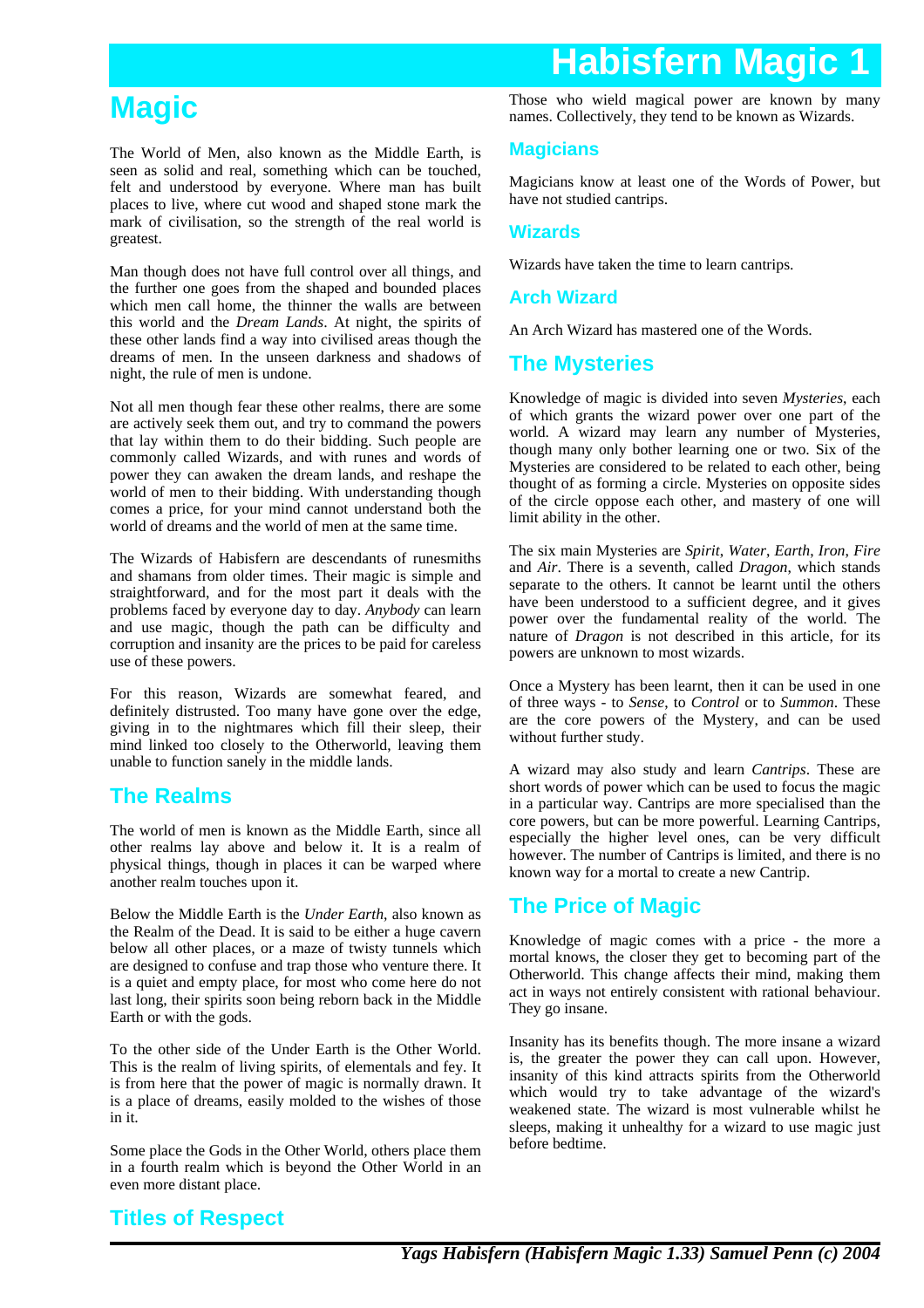# Magic

The World of Men, also known as the Middle Earth, is seen as solid and real, something which can be touched, felt and understood by everyone. Where man has built places to live, where cut wood and shaped stone mark the mark of civilisation, so the strength of the real world is greatest.

Man though does not have full control over all things, and the further one goes from the shaped and bounded places which men call home, the thinner the walls are between this world and the *Dream Lands*. At night, the spirits of these other lands find a way into civilised areas though the dreams of men. In the unseen darkness and shadows of night, the rule of men is undone.

Not all men though fear these other realms, there are some are actively seek them out, and try to command the powers that lay within them to do their bidding. Such people are commonly called Wizards, and with runes and words of power they can awaken the dream lands, and reshape the world of men to their bidding. With understanding though comes a price, for your mind cannot understand both the world of dreams and the world of men at the same time.

The Wizards of Habisfern are descendants of runesmiths and shamans from older times. Their magic is simple and straightforward, and for the most part it deals with the problems faced by everyone day to day. *Anybody* can learn and use magic, though the path can be difficulty and corruption and insanity are the prices to be paid for careless use of these powers.

For this reason, Wizards are somewhat feared, and definitely distrusted. Too many have gone over the edge, giving in to the nightmares which fill their sleep, their mind linked too closely to the Otherworld, leaving them unable to function sanely in the middle lands.

## The Realms

The world of men is known as the Middle Earth, since all other realms lay above and below it. It is a realm of physical things, though in places it can be warped where another realm touches upon it.

Below the Middle Earth is the *Under Earth*, also known as the Realm of the Dead. It is said to be either a huge cavern below all other places, or a maze of twisty tunnels which are designed to confuse and trap those who venture there. It is a quiet and empty place, for most who come here do not last long, their spirits soon being reborn back in the Middle Earth or with the gods.

To the other side of the Under Earth is the Other World. This is the realm of living spirits, of elementals and fey. It is from here that the power of magic is normally drawn. It is a place of dreams, easily molded to the wishes of those in it.

Some place the Gods in the Other World, others place them in a fourth realm which is beyond the Other World in an even more distant place.

## Titles of Respect

Those who wield magical power are known by many names. Collectively, they tend to be known as Wizards.

### Magicians

Magicians know at least one of the Words of Power, but have not studied cantrips.

### Wizards

Wizards have taken the time to learn cantrips.

### Arch Wizard

An Arch Wizard has mastered one of the Words.

## The Mysteries

Knowledge of magic is divided into seven *Mysteries*, each of which grants the wizard power over one part of the world. A wizard may learn any number of Mysteries, though many only bother learning one or two. Six of the Mysteries are considered to be related to each other, being thought of as forming a circle. Mysteries on opposite sides of the circle oppose each other, and mastery of one will limit ability in the other.

The six main Mysteries are *Spirit*, *Water*, *Earth*, *Iron*, *Fire* and *Air*. There is a seventh, called *Dragon*, which stands separate to the others. It cannot be learnt until the others have been understood to a sufficient degree, and it gives power over the fundamental reality of the world. The nature of *Dragon* is not described in this article, for its powers are unknown to most wizards.

Once a Mystery has been learnt, then it can be used in one of three ways - to *Sense*, to *Control* or to *Summon*. These are the core powers of the Mystery, and can be used without further study.

A wizard may also study and learn *Cantrips*. These are short words of power which can be used to focus the magic in a particular way. Cantrips are more specialised than the core powers, but can be more powerful. Learning Cantrips, especially the higher level ones, can be very difficult however. The number of Cantrips is limited, and there is no known way for a mortal to create a new Cantrip.

## The Price of Magic

Knowledge of magic comes with a price - the more a mortal knows, the closer they get to becoming part of the Otherworld. This change affects their mind, making them act in ways not entirely consistent with rational behaviour. They go insane.

Insanity has its benefits though. The more insane a wizard is, the greater the power they can call upon. However, insanity of this kind attracts spirits from the Otherworld which would try to take advantage of the wizard's weakened state. The wizard is most vulnerable whilst he sleeps, making it unhealthy for a wizard to use magic just before bedtime.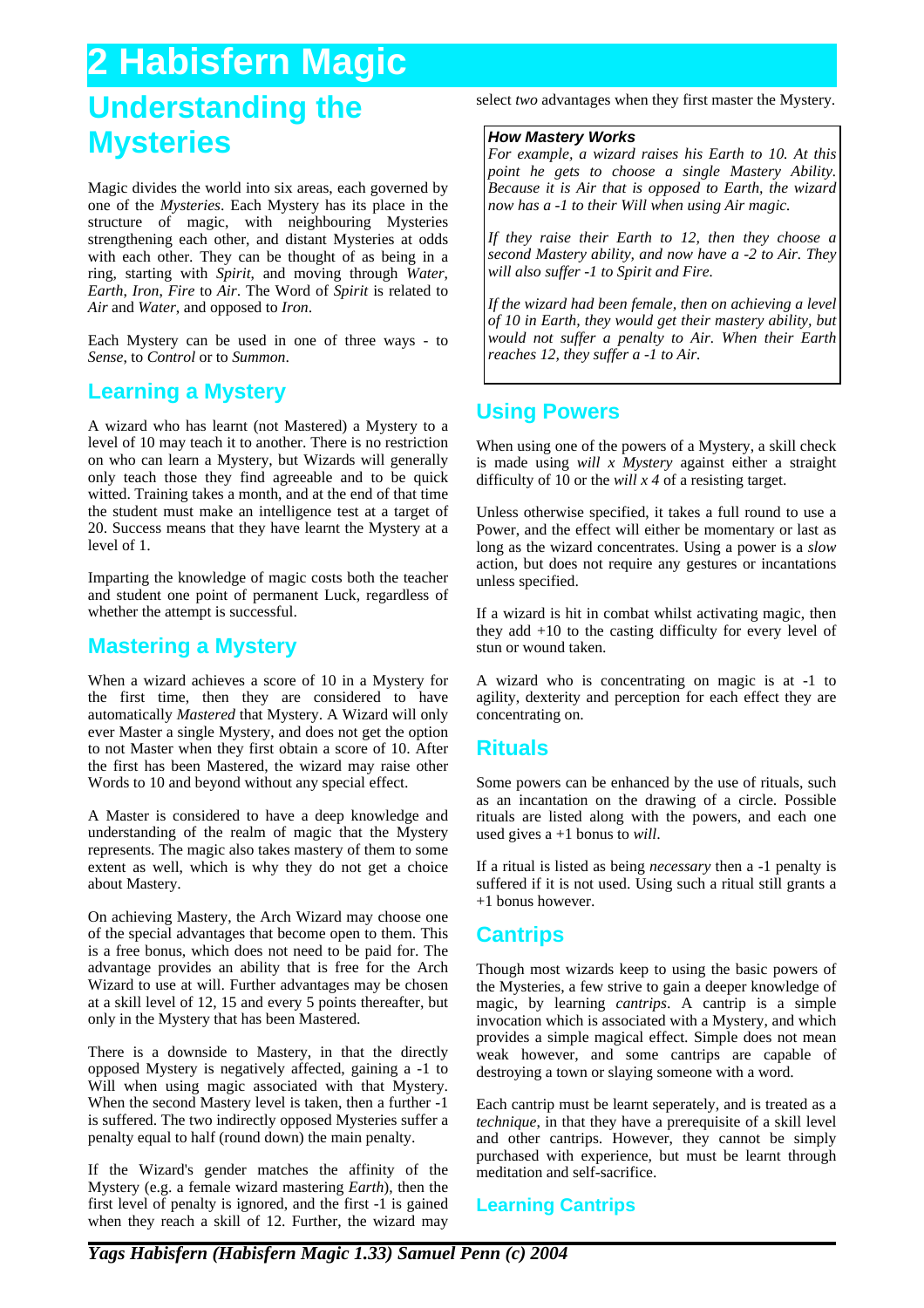# 2 Habisfern Magic

## Understanding the Mysteries

Magic divides the world into six areas, each governed by one of the *Mysteries*. Each Mystery has its place in the structure of magic, with neighbouring Mysteries strengthening each other, and distant Mysteries at odds with each other. They can be thought of as being in a ring, starting with *Spirit*, and moving through *Water*, *Earth*, *Iron*, *Fire* to *Air*. The Word of *Spirit* is related to *Air* and *Water*, and opposed to *Iron*.

Each Mystery can be used in one of three ways - to *Sense*, to *Control* or to *Summon*.

### Learning a Mystery

A wizard who has learnt (not Mastered) a Mystery to a level of 10 may teach it to another. There is no restriction on who can learn a Mystery, but Wizards will generally only teach those they find agreeable and to be quick witted. Training takes a month, and at the end of that time the student must make an intelligence test at a target of 20. Success means that they have learnt the Mystery at a level of 1.

Imparting the knowledge of magic costs both the teacher and student one point of permanent Luck, regardless of whether the attempt is successful.

### Mastering a Mystery

When a wizard achieves a score of 10 in a Mystery for the first time, then they are considered to have automatically *Mastered* that Mystery. A Wizard will only ever Master a single Mystery, and does not get the option to not Master when they first obtain a score of 10. After the first has been Mastered, the wizard may raise other Words to 10 and beyond without any special effect.

A Master is considered to have a deep knowledge and understanding of the realm of magic that the Mystery represents. The magic also takes mastery of them to some extent as well, which is why they do not get a choice about Mastery.

On achieving Mastery, the Arch Wizard may choose one of the special advantages that become open to them. This is a free bonus, which does not need to be paid for. The advantage provides an ability that is free for the Arch Wizard to use at will. Further advantages may be chosen at a skill level of 12, 15 and every 5 points thereafter, but only in the Mystery that has been Mastered.

There is a downside to Mastery, in that the directly opposed Mystery is negatively affected, gaining a -1 to Will when using magic associated with that Mystery. When the second Mastery level is taken, then a further -1 is suffered. The two indirectly opposed Mysteries suffer a penalty equal to half (round down) the main penalty.

If the Wizard's gender matches the affinity of the Mystery (e.g. a female wizard mastering *Earth*), then the first level of penalty is ignored, and the first -1 is gained when they reach a skill of 12. Further, the wizard may select *two* advantages when they first master the Mystery.

> ***How Mastery Works***
>
> *For example, a wizard raises his Earth to 10. At this point he gets to choose a single Mastery Ability. Because it is Air that is opposed to Earth, the wizard now has a -1 to their Will when using Air magic.*
>
> *If they raise their Earth to 12, then they choose a second Mastery ability, and now have a -2 to Air. They will also suffer -1 to Spirit and Fire.*
>
> *If the wizard had been female, then on achieving a level of 10 in Earth, they would get their mastery ability, but would not suffer a penalty to Air. When their Earth reaches 12, they suffer a -1 to Air.*

### Using Powers

When using one of the powers of a Mystery, a skill check is made using *will x Mystery* against either a straight difficulty of 10 or the *will x 4* of a resisting target.

Unless otherwise specified, it takes a full round to use a Power, and the effect will either be momentary or last as long as the wizard concentrates. Using a power is a *slow* action, but does not require any gestures or incantations unless specified.

If a wizard is hit in combat whilst activating magic, then they add +10 to the casting difficulty for every level of stun or wound taken.

A wizard who is concentrating on magic is at -1 to agility, dexterity and perception for each effect they are concentrating on.

### Rituals

Some powers can be enhanced by the use of rituals, such as an incantation on the drawing of a circle. Possible rituals are listed along with the powers, and each one used gives a +1 bonus to *will*.

If a ritual is listed as being *necessary* then a -1 penalty is suffered if it is not used. Using such a ritual still grants a +1 bonus however.

### Cantrips

Though most wizards keep to using the basic powers of the Mysteries, a few strive to gain a deeper knowledge of magic, by learning *cantrips*. A cantrip is a simple invocation which is associated with a Mystery, and which provides a simple magical effect. Simple does not mean weak however, and some cantrips are capable of destroying a town or slaying someone with a word.

Each cantrip must be learnt seperately, and is treated as a *technique*, in that they have a prerequisite of a skill level and other cantrips. However, they cannot be simply purchased with experience, but must be learnt through meditation and self-sacrifice.

### Learning Cantrips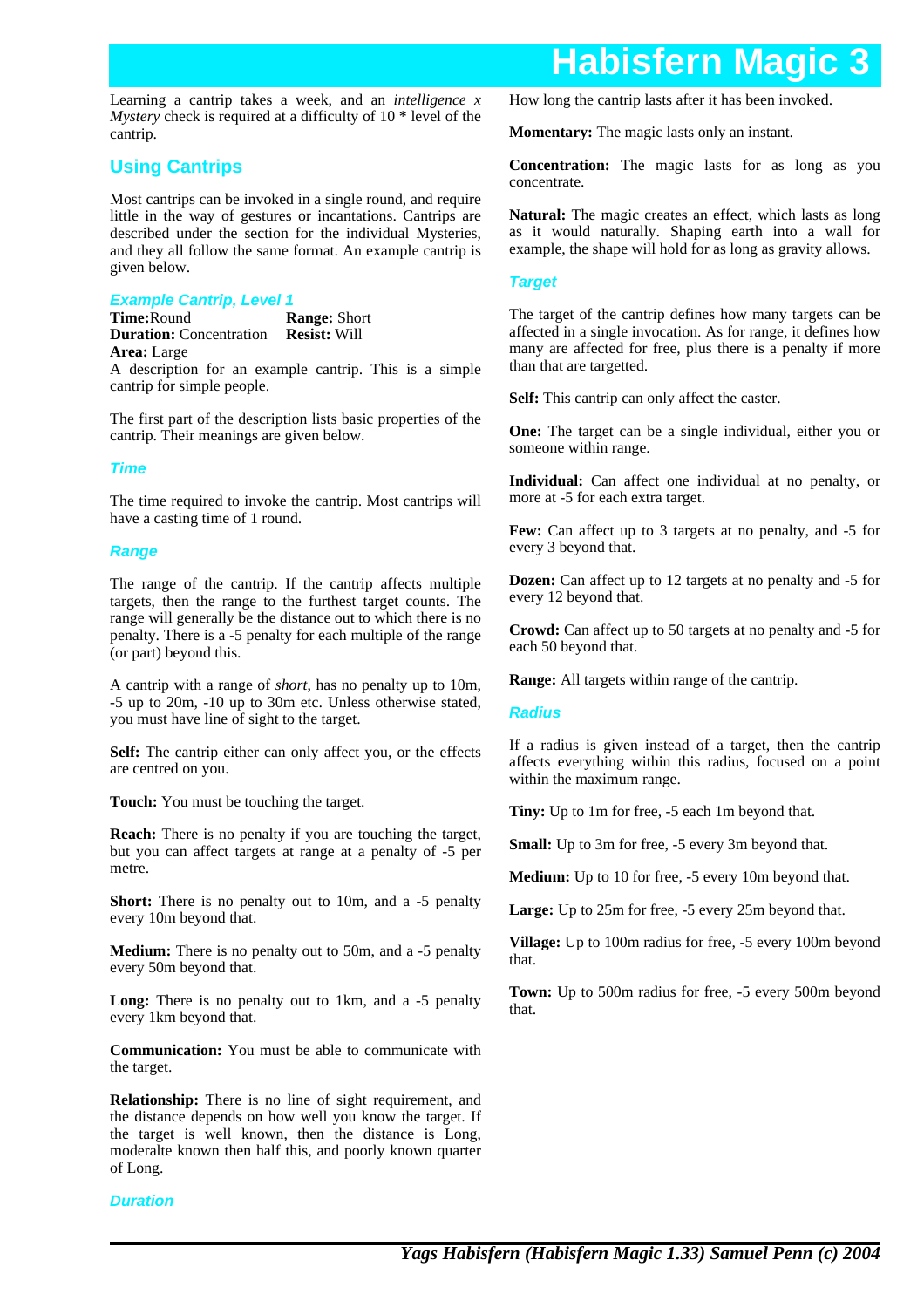Learning a cantrip takes a week, and an *intelligence x Mystery* check is required at a difficulty of 10 * level of the cantrip.

## Using Cantrips

Most cantrips can be invoked in a single round, and require little in the way of gestures or incantations. Cantrips are described under the section for the individual Mysteries, and they all follow the same format. An example cantrip is given below.

### *Example Cantrip, Level 1*

**Time:**Round **Range:** Short
**Duration:** Concentration **Resist:** Will
**Area:** Large
A description for an example cantrip. This is a simple cantrip for simple people.

The first part of the description lists basic properties of the cantrip. Their meanings are given below.

### *Time*

The time required to invoke the cantrip. Most cantrips will have a casting time of 1 round.

### *Range*

The range of the cantrip. If the cantrip affects multiple targets, then the range to the furthest target counts. The range will generally be the distance out to which there is no penalty. There is a -5 penalty for each multiple of the range (or part) beyond this.

A cantrip with a range of *short*, has no penalty up to 10m, -5 up to 20m, -10 up to 30m etc. Unless otherwise stated, you must have line of sight to the target.

**Self:** The cantrip either can only affect you, or the effects are centred on you.

**Touch:** You must be touching the target.

**Reach:** There is no penalty if you are touching the target, but you can affect targets at range at a penalty of -5 per metre.

**Short:** There is no penalty out to 10m, and a -5 penalty every 10m beyond that.

**Medium:** There is no penalty out to 50m, and a -5 penalty every 50m beyond that.

**Long:** There is no penalty out to 1km, and a -5 penalty every 1km beyond that.

**Communication:** You must be able to communicate with the target.

**Relationship:** There is no line of sight requirement, and the distance depends on how well you know the target. If the target is well known, then the distance is Long, moderalte known then half this, and poorly known quarter of Long.

### *Duration*

How long the cantrip lasts after it has been invoked.

**Momentary:** The magic lasts only an instant.

**Concentration:** The magic lasts for as long as you concentrate.

**Natural:** The magic creates an effect, which lasts as long as it would naturally. Shaping earth into a wall for example, the shape will hold for as long as gravity allows.

### *Target*

The target of the cantrip defines how many targets can be affected in a single invocation. As for range, it defines how many are affected for free, plus there is a penalty if more than that are targetted.

**Self:** This cantrip can only affect the caster.

**One:** The target can be a single individual, either you or someone within range.

**Individual:** Can affect one individual at no penalty, or more at -5 for each extra target.

**Few:** Can affect up to 3 targets at no penalty, and -5 for every 3 beyond that.

**Dozen:** Can affect up to 12 targets at no penalty and -5 for every 12 beyond that.

**Crowd:** Can affect up to 50 targets at no penalty and -5 for each 50 beyond that.

**Range:** All targets within range of the cantrip.

### *Radius*

If a radius is given instead of a target, then the cantrip affects everything within this radius, focused on a point within the maximum range.

**Tiny:** Up to 1m for free, -5 each 1m beyond that.

**Small:** Up to 3m for free, -5 every 3m beyond that.

**Medium:** Up to 10 for free, -5 every 10m beyond that.

**Large:** Up to 25m for free, -5 every 25m beyond that.

**Village:** Up to 100m radius for free, -5 every 100m beyond that.

**Town:** Up to 500m radius for free, -5 every 500m beyond that.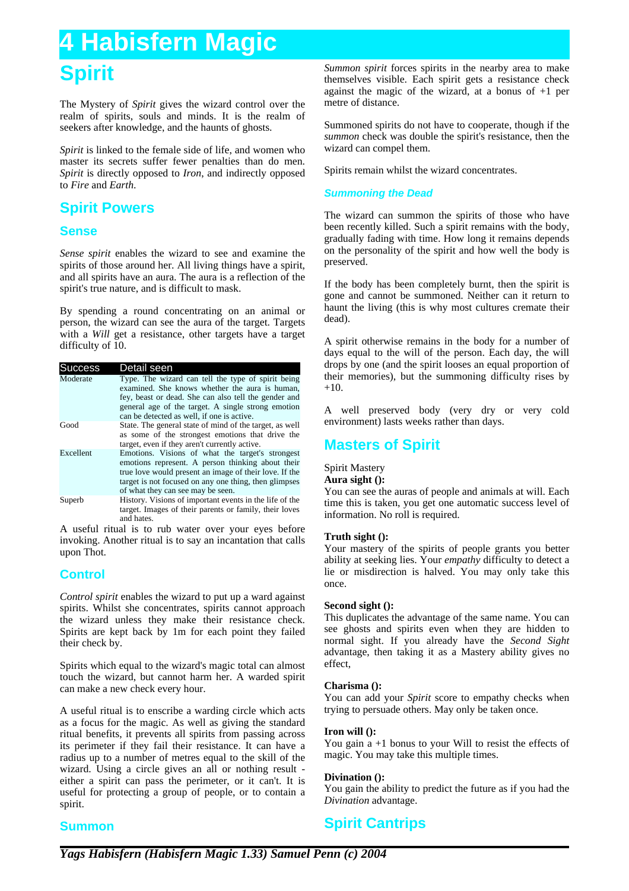# 4 Habisfern Magic

## Spirit

The Mystery of *Spirit* gives the wizard control over the realm of spirits, souls and minds. It is the realm of seekers after knowledge, and the haunts of ghosts.

*Spirit* is linked to the female side of life, and women who master its secrets suffer fewer penalties than do men. *Spirit* is directly opposed to *Iron*, and indirectly opposed to *Fire* and *Earth*.

### Spirit Powers

#### Sense

*Sense spirit* enables the wizard to see and examine the spirits of those around her. All living things have a spirit, and all spirits have an aura. The aura is a reflection of the spirit's true nature, and is difficult to mask.

By spending a round concentrating on an animal or person, the wizard can see the aura of the target. Targets with a *Will* get a resistance, other targets have a target difficulty of 10.

| Success | Detail seen |
| --- | --- |
| Moderate | Type. The wizard can tell the type of spirit being examined. She knows whether the aura is human, fey, beast or dead. She can also tell the gender and general age of the target. A single strong emotion can be detected as well, if one is active. |
| Good | State. The general state of mind of the target, as well as some of the strongest emotions that drive the target, even if they aren't currently active. |
| Excellent | Emotions. Visions of what the target's strongest emotions represent. A person thinking about their true love would present an image of their love. If the target is not focused on any one thing, then glimpses of what they can see may be seen. |
| Superb | History. Visions of important events in the life of the target. Images of their parents or family, their loves and hates. |

A useful ritual is to rub water over your eyes before invoking. Another ritual is to say an incantation that calls upon Thot.

#### Control

*Control spirit* enables the wizard to put up a ward against spirits. Whilst she concentrates, spirits cannot approach the wizard unless they make their resistance check. Spirits are kept back by 1m for each point they failed their check by.

Spirits which equal to the wizard's magic total can almost touch the wizard, but cannot harm her. A warded spirit can make a new check every hour.

A useful ritual is to enscribe a warding circle which acts as a focus for the magic. As well as giving the standard ritual benefits, it prevents all spirits from passing across its perimeter if they fail their resistance. It can have a radius up to a number of metres equal to the skill of the wizard. Using a circle gives an all or nothing result - either a spirit can pass the perimeter, or it can't. It is useful for protecting a group of people, or to contain a spirit.

#### Summon

*Summon spirit* forces spirits in the nearby area to make themselves visible. Each spirit gets a resistance check against the magic of the wizard, at a bonus of +1 per metre of distance.

Summoned spirits do not have to cooperate, though if the *summon* check was double the spirit's resistance, then the wizard can compel them.

Spirits remain whilst the wizard concentrates.

##### Summoning the Dead

The wizard can summon the spirits of those who have been recently killed. Such a spirit remains with the body, gradually fading with time. How long it remains depends on the personality of the spirit and how well the body is preserved.

If the body has been completely burnt, then the spirit is gone and cannot be summoned. Neither can it return to haunt the living (this is why most cultures cremate their dead).

A spirit otherwise remains in the body for a number of days equal to the will of the person. Each day, the will drops by one (and the spirit looses an equal proportion of their memories), but the summoning difficulty rises by +10.

A well preserved body (very dry or very cold environment) lasts weeks rather than days.

### Masters of Spirit

Spirit Mastery

**Aura sight ():**
You can see the auras of people and animals at will. Each time this is taken, you get one automatic success level of information. No roll is required.

**Truth sight ():**
Your mastery of the spirits of people grants you better ability at seeking lies. Your *empathy* difficulty to detect a lie or misdirection is halved. You may only take this once.

**Second sight ():**
This duplicates the advantage of the same name. You can see ghosts and spirits even when they are hidden to normal sight. If you already have the *Second Sight* advantage, then taking it as a Mastery ability gives no effect,

**Charisma ():**
You can add your *Spirit* score to empathy checks when trying to persuade others. May only be taken once.

**Iron will ():**
You gain a +1 bonus to your Will to resist the effects of magic. You may take this multiple times.

**Divination ():**
You gain the ability to predict the future as if you had the *Divination* advantage.

### Spirit Cantrips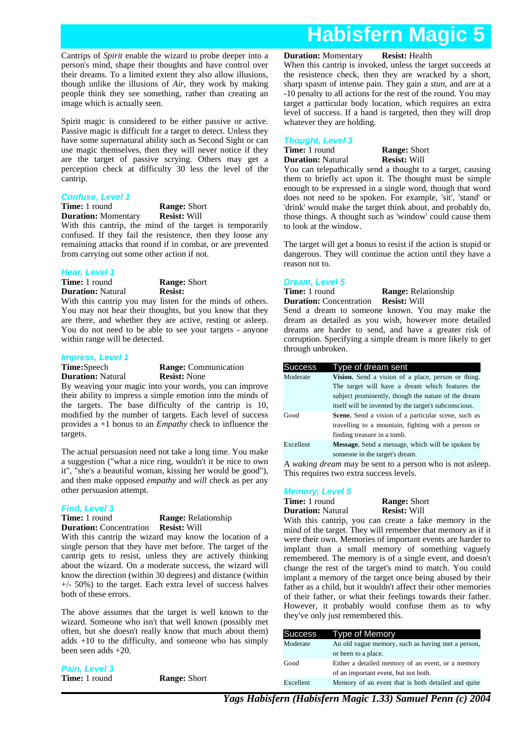Cantrips of *Spirit* enable the wizard to probe deeper into a person's mind, shape their thoughts and have control over their dreams. To a limited extent they also allow illusions, though unlike the illusions of *Air*, they work by making people think they see something, rather than creating an image which is actually seen.

Spirit magic is considered to be either passive or active. Passive magic is difficult for a target to detect. Unless they have some supernatural ability such as Second Sight or can use magic themselves, then they will never notice if they are the target of passive scrying. Others may get a perception check at difficulty 30 less the level of the cantrip.

### Confuse, Level 1

**Time:** 1 round **Range:** Short
**Duration:** Momentary **Resist:** Will

With this cantrip, the mind of the target is temporarily confused. If they fail the resistence, then they loose any remaining attacks that round if in combat, or are prevented from carrying out some other action if not.

### Hear, Level 1

**Time:** 1 round **Range:** Short
**Duration:** Natural **Resist:**

With this cantrip you may listen for the minds of others. You may not hear their thoughts, but you know that they are there, and whether they are active, resting or asleep. You do not need to be able to see your targets - anyone within range will be detected.

### Impress, Level 1

**Time:**Speech **Range:** Communication
**Duration:** Natural **Resist:** None

By weaving your magic into your words, you can improve their ability to impress a simple emotion into the minds of the targets. The base difficulty of the cantrip is 10, modified by the number of targets. Each level of success provides a +1 bonus to an *Empathy* check to influence the targets.

The actual persuasion need not take a long time. You make a suggestion ("what a nice ring, wouldn't it be nice to own it", "she's a beautiful woman, kissing her would be good"), and then make opposed *empathy* and *will* check as per any other persuasion attempt.

### Find, Level 3

**Time:** 1 round **Range:** Relationship
**Duration:** Concentration **Resist:** Will

With this cantrip the wizard may know the location of a single person that they have met before. The target of the cantrip gets to resist, unless they are actively thinking about the wizard. On a moderate success, the wizard will know the direction (within 30 degrees) and distance (within +/- 50%) to the target. Each extra level of success halves both of these errors.

The above assumes that the target is well known to the wizard. Someone who isn't that well known (possibly met often, but she doesn't really know that much about them) adds +10 to the difficulty, and someone who has simply been seen adds +20.

### Pain, Level 3

**Time:** 1 round **Range:** Short
**Duration:** Momentary **Resist:** Health

When this cantrip is invoked, unless the target succeeds at the resistence check, then they are wracked by a short, sharp spasm of intense pain. They gain a *stun*, and are at a -10 penalty to all actions for the rest of the round. You may target a particular body location, which requires an extra level of success. If a hand is targeted, then they will drop whatever they are holding.

### Thought, Level 3

**Time:** 1 round **Range:** Short
**Duration:** Natural **Resist:** Will

You can telepathically send a thought to a target, causing them to briefly act upon it. The thought must be simple enough to be expressed in a single word, though that word does not need to be spoken. For example, 'sit', 'stand' or 'drink' would make the target think about, and probably do, those things. A thought such as 'window' could cause them to look at the window.

The target will get a bonus to resist if the action is stupid or dangerous. They will continue the action until they have a reason not to.

### Dream, Level 5

**Time:** 1 round **Range:** Relationship
**Duration:** Concentration **Resist:** Will

Send a dream to someone known. You may make the dream as detailed as you wish, however more detailed dreams are harder to send, and have a greater risk of corruption. Specifying a simple dream is more likely to get through unbroken.

| Success | Type of dream sent |
|---|---|
| Moderate | **Vision.** Send a vision of a place, person or thing. The target will have a dream which features the subject prominently, though the nature of the dream itself will be invented by the target's subconscious. |
| Good | **Scene.** Send a vision of a particular scene, such as travelling to a mountain, fighting with a person or finding treasure in a tomb. |
| Excellent | **Message.** Send a message, which will be spoken by someone in the target's dream. |

A *waking dream* may be sent to a person who is not asleep. This requires two extra success levels.

### Memory, Level 5

**Time:** 1 round **Range:** Short
**Duration:** Natural **Resist:** Will

With this cantrip, you can create a fake memory in the mind of the target. They will remember that memory as if it were their own. Memories of important events are harder to implant than a small memory of something vaguely remembered. The memory is of a single event, and doesn't change the rest of the target's mind to match. You could implant a memory of the target once being abused by their father as a child, but it wouldn't affect their other memories of their father, or what their feelings towards their father. However, it probably would confuse them as to why they've only just remembered this.

| Success | Type of Memory |
|---|---|
| Moderate | An old vague memory, such as having met a person, or been to a place. |
| Good | Either a detailed memory of an event, or a memory of an important event, but not both. |
| Excellent | Memory of an event that is both detailed and quite |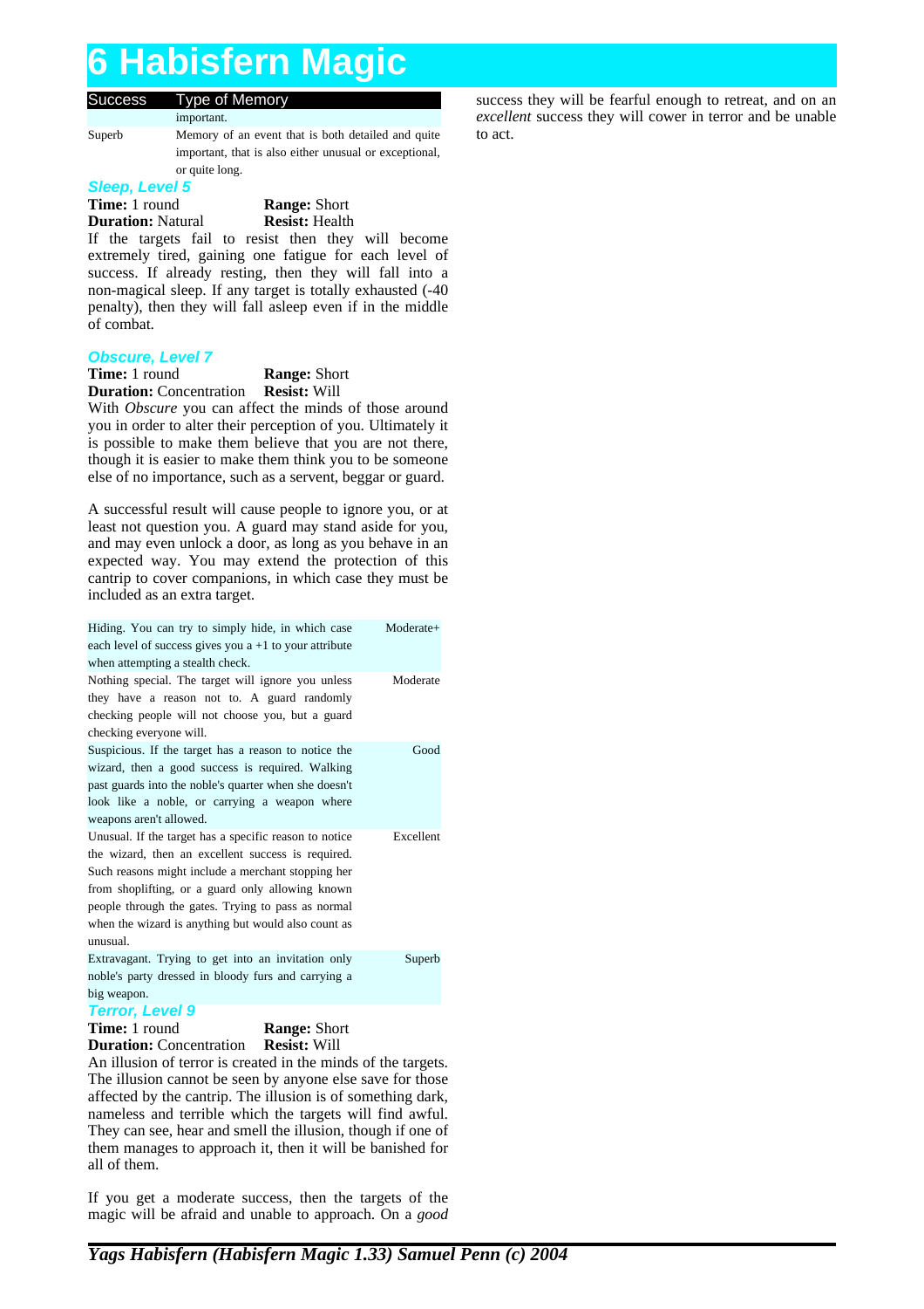# 6 Habisfern Magic

| Success | Type of Memory |
|---|---|
| | important. |
| Superb | Memory of an event that is both detailed and quite important, that is also either unusual or exceptional, or quite long. |

### *Sleep, Level 5*

**Time:** 1 round **Range:** Short
**Duration:** Natural **Resist:** Health

If the targets fail to resist then they will become extremely tired, gaining one fatigue for each level of success. If already resting, then they will fall into a non-magical sleep. If any target is totally exhausted (-40 penalty), then they will fall asleep even if in the middle of combat.

### *Obscure, Level 7*

**Time:** 1 round **Range:** Short
**Duration:** Concentration **Resist:** Will

With *Obscure* you can affect the minds of those around you in order to alter their perception of you. Ultimately it is possible to make them believe that you are not there, though it is easier to make them think you to be someone else of no importance, such as a servent, beggar or guard.

A successful result will cause people to ignore you, or at least not question you. A guard may stand aside for you, and may even unlock a door, as long as you behave in an expected way. You may extend the protection of this cantrip to cover companions, in which case they must be included as an extra target.

| | |
|---|---|
| Hiding. You can try to simply hide, in which case each level of success gives you a +1 to your attribute when attempting a stealth check. | Moderate+ |
| Nothing special. The target will ignore you unless they have a reason not to. A guard randomly checking people will not choose you, but a guard checking everyone will. | Moderate |
| Suspicious. If the target has a reason to notice the wizard, then a good success is required. Walking past guards into the noble's quarter when she doesn't look like a noble, or carrying a weapon where weapons aren't allowed. | Good |
| Unusual. If the target has a specific reason to notice the wizard, then an excellent success is required. Such reasons might include a merchant stopping her from shoplifting, or a guard only allowing known people through the gates. Trying to pass as normal when the wizard is anything but would also count as unusual. | Excellent |
| Extravagant. Trying to get into an invitation only noble's party dressed in bloody furs and carrying a big weapon. | Superb |

### *Terror, Level 9*

**Time:** 1 round **Range:** Short
**Duration:** Concentration **Resist:** Will

An illusion of terror is created in the minds of the targets. The illusion cannot be seen by anyone else save for those affected by the cantrip. The illusion is of something dark, nameless and terrible which the targets will find awful. They can see, hear and smell the illusion, though if one of them manages to approach it, then it will be banished for all of them.

If you get a moderate success, then the targets of the magic will be afraid and unable to approach. On a *good* success they will be fearful enough to retreat, and on an *excellent* success they will cower in terror and be unable to act.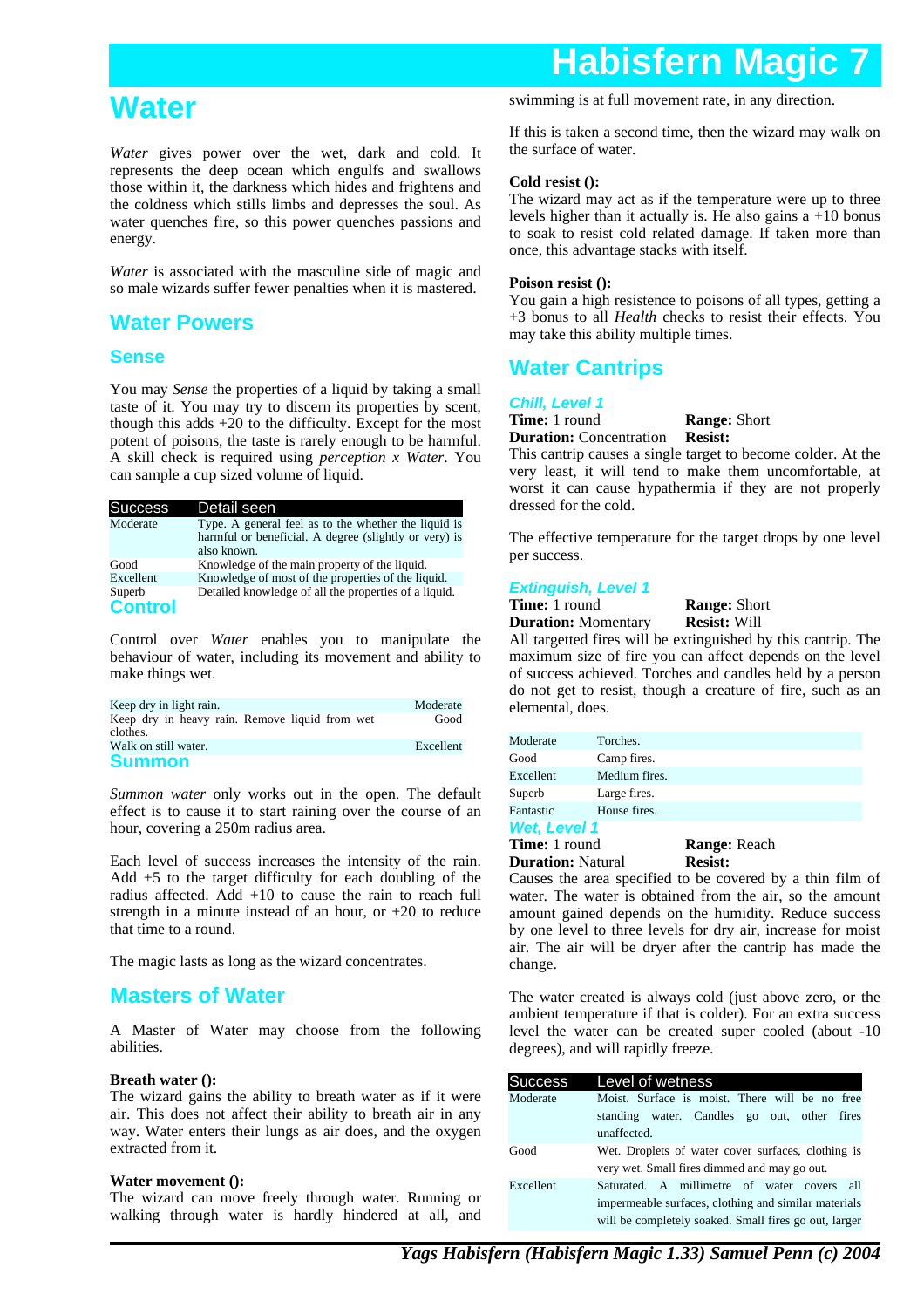# Water

*Water* gives power over the wet, dark and cold. It represents the deep ocean which engulfs and swallows those within it, the darkness which hides and frightens and the coldness which stills limbs and depresses the soul. As water quenches fire, so this power quenches passions and energy.

*Water* is associated with the masculine side of magic and so male wizards suffer fewer penalties when it is mastered.

## Water Powers

### Sense

You may *Sense* the properties of a liquid by taking a small taste of it. You may try to discern its properties by scent, though this adds +20 to the difficulty. Except for the most potent of poisons, the taste is rarely enough to be harmful. A skill check is required using *perception x Water*. You can sample a cup sized volume of liquid.

| Success | Detail seen |
|---|---|
| Moderate | Type. A general feel as to the whether the liquid is harmful or beneficial. A degree (slightly or very) is also known. |
| Good | Knowledge of the main property of the liquid. |
| Excellent | Knowledge of most of the properties of the liquid. |
| Superb | Detailed knowledge of all the properties of a liquid. |

### Control

Control over *Water* enables you to manipulate the behaviour of water, including its movement and ability to make things wet.

| | |
|---|---|
| Keep dry in light rain. | Moderate |
| Keep dry in heavy rain. Remove liquid from wet clothes. | Good |
| Walk on still water. | Excellent |

### Summon

*Summon water* only works out in the open. The default effect is to cause it to start raining over the course of an hour, covering a 250m radius area.

Each level of success increases the intensity of the rain. Add +5 to the target difficulty for each doubling of the radius affected. Add +10 to cause the rain to reach full strength in a minute instead of an hour, or +20 to reduce that time to a round.

The magic lasts as long as the wizard concentrates.

## Masters of Water

A Master of Water may choose from the following abilities.

**Breath water ():**
The wizard gains the ability to breath water as if it were air. This does not affect their ability to breath air in any way. Water enters their lungs as air does, and the oxygen extracted from it.

**Water movement ():**
The wizard can move freely through water. Running or walking through water is hardly hindered at all, and swimming is at full movement rate, in any direction.

If this is taken a second time, then the wizard may walk on the surface of water.

**Cold resist ():**
The wizard may act as if the temperature were up to three levels higher than it actually is. He also gains a +10 bonus to soak to resist cold related damage. If taken more than once, this advantage stacks with itself.

**Poison resist ():**
You gain a high resistence to poisons of all types, getting a +3 bonus to *Health* checks to resist their effects. You may take this ability multiple times.

## Water Cantrips

### *Chill, Level 1*

**Time:** 1 round **Range:** Short
**Duration:** Concentration **Resist:**

This cantrip causes a single target to become colder. At the very least, it will tend to make them uncomfortable, at worst it can cause hypathermia if they are not properly dressed for the cold.

The effective temperature for the target drops by one level per success.

### *Extinguish, Level 1*

**Time:** 1 round **Range:** Short
**Duration:** Momentary **Resist:** Will

All targetted fires will be extinguished by this cantrip. The maximum size of fire you can affect depends on the level of success achieved. Torches and candles held by a person do not get to resist, though a creature of fire, such as an elemental, does.

| | |
|---|---|
| Moderate | Torches. |
| Good | Camp fires. |
| Excellent | Medium fires. |
| Superb | Large fires. |
| Fantastic | House fires. |

### *Wet, Level 1*

**Time:** 1 round **Range:** Reach
**Duration:** Natural **Resist:**

Causes the area specified to be covered by a thin film of water. The water is obtained from the air, so the amount amount gained depends on the humidity. Reduce success by one level to three levels for dry air, increase for moist air. The air will be dryer after the cantrip has made the change.

The water created is always cold (just above zero, or the ambient temperature if that is colder). For an extra success level the water can be created super cooled (about -10 degrees), and will rapidly freeze.

| Success | Level of wetness |
|---|---|
| Moderate | Moist. Surface is moist. There will be no free standing water. Candles go out, other fires unaffected. |
| Good | Wet. Droplets of water cover surfaces, clothing is very wet. Small fires dimmed and may go out. |
| Excellent | Saturated. A millimetre of water covers all impermeable surfaces, clothing and similar materials will be completely soaked. Small fires go out, larger |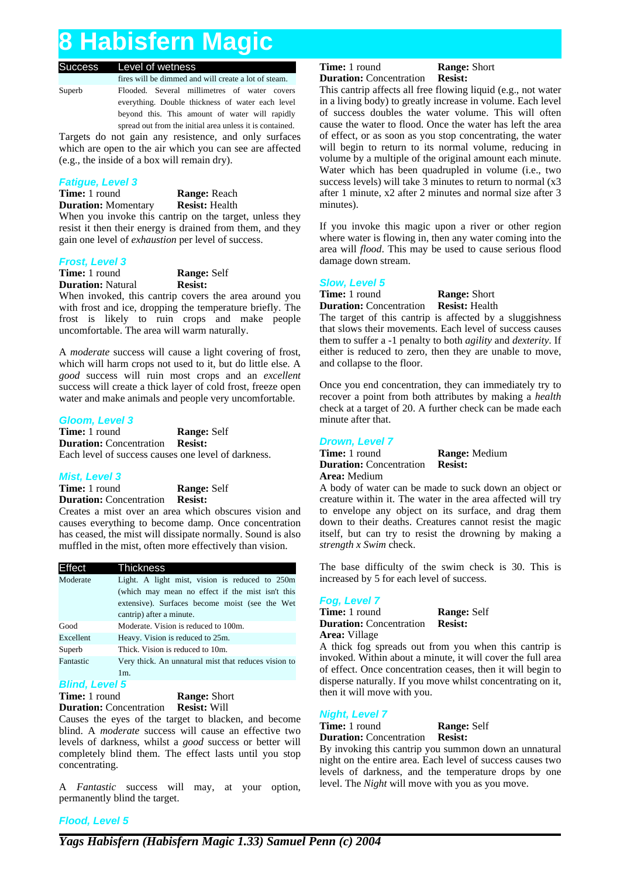# 8 Habisfern Magic

| Success | Level of wetness |
|---|---|
| | fires will be dimmed and will create a lot of steam. |
| Superb | Flooded. Several millimetres of water covers everything. Double thickness of water each level beyond this. This amount of water will rapidly spread out from the initial area unless it is contained. |

Targets do not gain any resistence, and only surfaces which are open to the air which you can see are affected (e.g., the inside of a box will remain dry).

### Fatigue, Level 3

**Time:** 1 round **Range:** Reach
**Duration:** Momentary **Resist:** Health

When you invoke this cantrip on the target, unless they resist it then their energy is drained from them, and they gain one level of *exhaustion* per level of success.

### Frost, Level 3

**Time:** 1 round **Range:** Self
**Duration:** Natural **Resist:**

When invoked, this cantrip covers the area around you with frost and ice, dropping the temperature briefly. The frost is likely to ruin crops and make people uncomfortable. The area will warm naturally.

A *moderate* success will cause a light covering of frost, which will harm crops not used to it, but do little else. A *good* success will ruin most crops and an *excellent* success will create a thick layer of cold frost, freeze open water and make animals and people very uncomfortable.

### Gloom, Level 3

**Time:** 1 round **Range:** Self
**Duration:** Concentration **Resist:**

Each level of success causes one level of darkness.

### Mist, Level 3

**Time:** 1 round **Range:** Self
**Duration:** Concentration **Resist:**

Creates a mist over an area which obscures vision and causes everything to become damp. Once concentration has ceased, the mist will dissipate normally. Sound is also muffled in the mist, often more effectively than vision.

| Effect | Thickness |
|---|---|
| Moderate | Light. A light mist, vision is reduced to 250m (which may mean no effect if the mist isn't this extensive). Surfaces become moist (see the Wet cantrip) after a minute. |
| Good | Moderate. Vision is reduced to 100m. |
| Excellent | Heavy. Vision is reduced to 25m. |
| Superb | Thick. Vision is reduced to 10m. |
| Fantastic | Very thick. An unnatural mist that reduces vision to 1m. |

### Blind, Level 5

**Time:** 1 round **Range:** Short
**Duration:** Concentration **Resist:** Will

Causes the eyes of the target to blacken, and become blind. A *moderate* success will cause an effective two levels of darkness, whilst a *good* success or better will completely blind them. The effect lasts until you stop concentrating.

A *Fantastic* success will may, at your option, permanently blind the target.

### Flood, Level 5

**Time:** 1 round **Range:** Short
**Duration:** Concentration **Resist:**

This cantrip affects all free flowing liquid (e.g., not water in a living body) to greatly increase in volume. Each level of success doubles the water volume. This will often cause the water to flood. Once the water has left the area of effect, or as soon as you stop concentrating, the water will begin to return to its normal volume, reducing in volume by a multiple of the original amount each minute. Water which has quadrupled in volume (i.e., two success levels) will take 3 minutes to return to normal (x3 after 1 minute, x2 after 2 minutes and normal size after 3 minutes).

If you invoke this magic upon a river or other region where water is flowing in, then any water coming into the area will *flood*. This may be used to cause serious flood damage down stream.

### Slow, Level 5

**Time:** 1 round **Range:** Short
**Duration:** Concentration **Resist:** Health

The target of this cantrip is affected by a sluggishness that slows their movements. Each level of success causes them to suffer a -1 penalty to both *agility* and *dexterity*. If either is reduced to zero, then they are unable to move, and collapse to the floor.

Once you end concentration, they can immediately try to recover a point from both attributes by making a *health* check at a target of 20. A further check can be made each minute after that.

### Drown, Level 7

**Time:** 1 round **Range:** Medium
**Duration:** Concentration **Resist:**
**Area:** Medium

A body of water can be made to suck down an object or creature within it. The water in the area affected will try to envelope any object on its surface, and drag them down to their deaths. Creatures cannot resist the magic itself, but can try to resist the drowning by making a *strength x Swim* check.

The base difficulty of the swim check is 30. This is increased by 5 for each level of success.

### Fog, Level 7

**Time:** 1 round **Range:** Self
**Duration:** Concentration **Resist:**
**Area:** Village

A thick fog spreads out from you when this cantrip is invoked. Within about a minute, it will cover the full area of effect. Once concentration ceases, then it will begin to disperse naturally. If you move whilst concentrating on it, then it will move with you.

### Night, Level 7

**Time:** 1 round **Range:** Self
**Duration:** Concentration **Resist:**

By invoking this cantrip you summon down an unnatural night on the entire area. Each level of success causes two levels of darkness, and the temperature drops by one level. The *Night* will move with you as you move.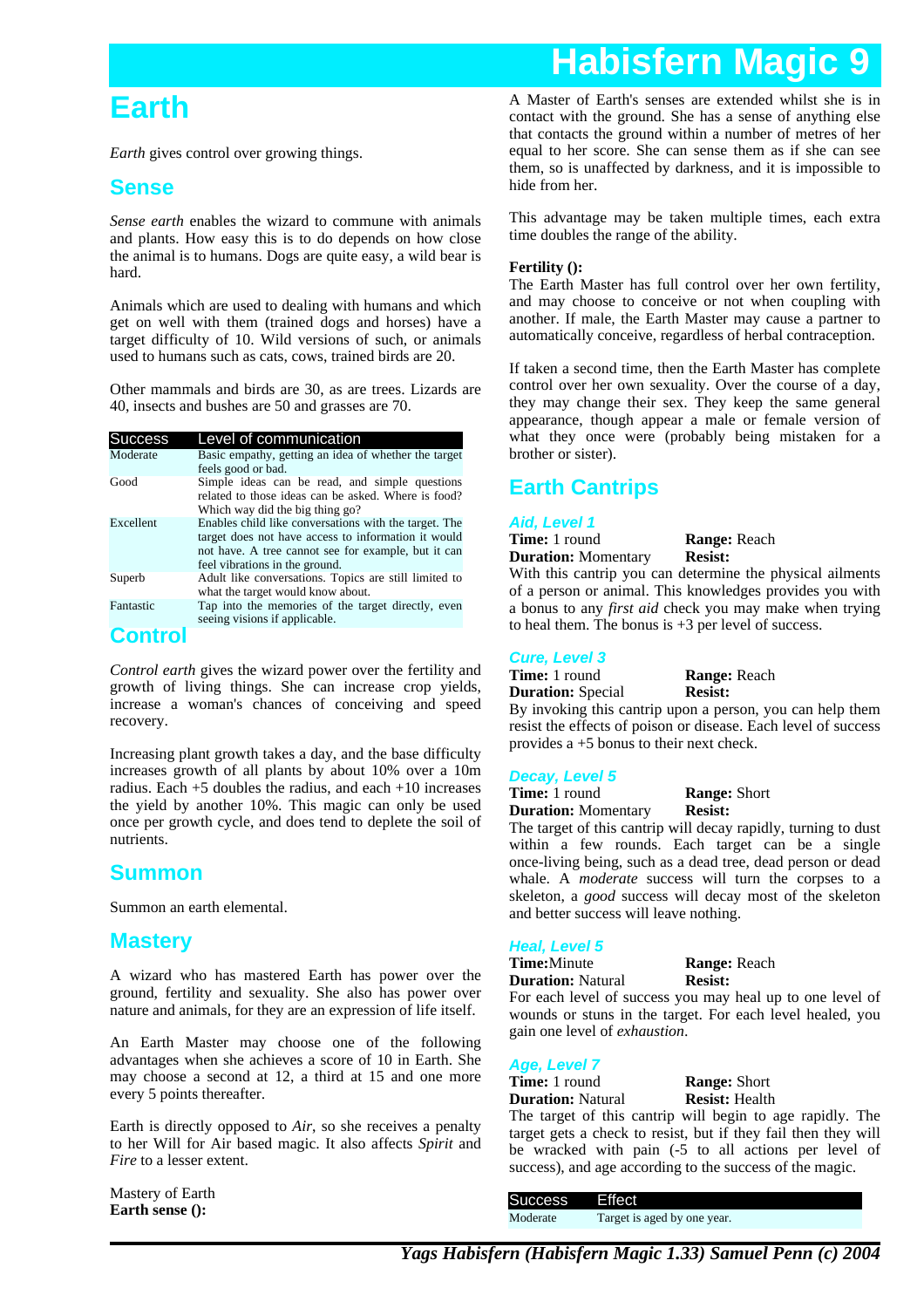# Earth

*Earth* gives control over growing things.

## Sense

*Sense earth* enables the wizard to commune with animals and plants. How easy this is to do depends on how close the animal is to humans. Dogs are quite easy, a wild bear is hard.

Animals which are used to dealing with humans and which get on well with them (trained dogs and horses) have a target difficulty of 10. Wild versions of such, or animals used to humans such as cats, cows, trained birds are 20.

Other mammals and birds are 30, as are trees. Lizards are 40, insects and bushes are 50 and grasses are 70.

| Success | Level of communication |
|---|---|
| Moderate | Basic empathy, getting an idea of whether the target feels good or bad. |
| Good | Simple ideas can be read, and simple questions related to those ideas can be asked. Where is food? Which way did the big thing go? |
| Excellent | Enables child like conversations with the target. The target does not have access to information it would not have. A tree cannot see for example, but it can feel vibrations in the ground. |
| Superb | Adult like conversations. Topics are still limited to what the target would know about. |
| Fantastic | Tap into the memories of the target directly, even seeing visions if applicable. |

## Control

*Control earth* gives the wizard power over the fertility and growth of living things. She can increase crop yields, increase a woman's chances of conceiving and speed recovery.

Increasing plant growth takes a day, and the base difficulty increases growth of all plants by about 10% over a 10m radius. Each +5 doubles the radius, and each +10 increases the yield by another 10%. This magic can only be used once per growth cycle, and does tend to deplete the soil of nutrients.

## Summon

Summon an earth elemental.

## Mastery

A wizard who has mastered Earth has power over the ground, fertility and sexuality. She also has power over nature and animals, for they are an expression of life itself.

An Earth Master may choose one of the following advantages when she achieves a score of 10 in Earth. She may choose a second at 12, a third at 15 and one more every 5 points thereafter.

Earth is directly opposed to *Air*, so she receives a penalty to her Will for Air based magic. It also affects *Spirit* and *Fire* to a lesser extent.

Mastery of Earth

**Earth sense ():**

A Master of Earth's senses are extended whilst she is in contact with the ground. She has a sense of anything else that contacts the ground within a number of metres of her equal to her score. She can sense them as if she can see them, so is unaffected by darkness, and it is impossible to hide from her.

This advantage may be taken multiple times, each extra time doubles the range of the ability.

**Fertility ():**

The Earth Master has full control over her own fertility, and may choose to conceive or not when coupling with another. If male, the Earth Master may cause a partner to automatically conceive, regardless of herbal contraception.

If taken a second time, then the Earth Master has complete control over her own sexuality. Over the course of a day, they may change their sex. They keep the same general appearance, though appear a male or female version of what they once were (probably being mistaken for a brother or sister).

## Earth Cantrips

### Aid, Level 1

**Time:** 1 round **Range:** Reach
**Duration:** Momentary **Resist:**

With this cantrip you can determine the physical ailments of a person or animal. This knowledges provides you with a bonus to any *first aid* check you may make when trying to heal them. The bonus is +3 per level of success.

### Cure, Level 3

**Time:** 1 round **Range:** Reach
**Duration:** Special **Resist:**

By invoking this cantrip upon a person, you can help them resist the effects of poison or disease. Each level of success provides a +5 bonus to their next check.

### Decay, Level 5

**Time:** 1 round **Range:** Short
**Duration:** Momentary **Resist:**

The target of this cantrip will decay rapidly, turning to dust within a few rounds. Each target can be a single once-living being, such as a dead tree, dead person or dead whale. A *moderate* success will turn the corpses to a skeleton, a *good* success will decay most of the skeleton and better success will leave nothing.

### Heal, Level 5

**Time:**Minute **Range:** Reach
**Duration:** Natural **Resist:**

For each level of success you may heal up to one level of wounds or stuns in the target. For each level healed, you gain one level of *exhaustion*.

### Age, Level 7

**Time:** 1 round **Range:** Short
**Duration:** Natural **Resist:** Health

The target of this cantrip will begin to age rapidly. The target gets a check to resist, but if they fail then they will be wracked with pain (-5 to all actions per level of success), and age according to the success of the magic.

| Success | Effect |
|---|---|
| Moderate | Target is aged by one year. |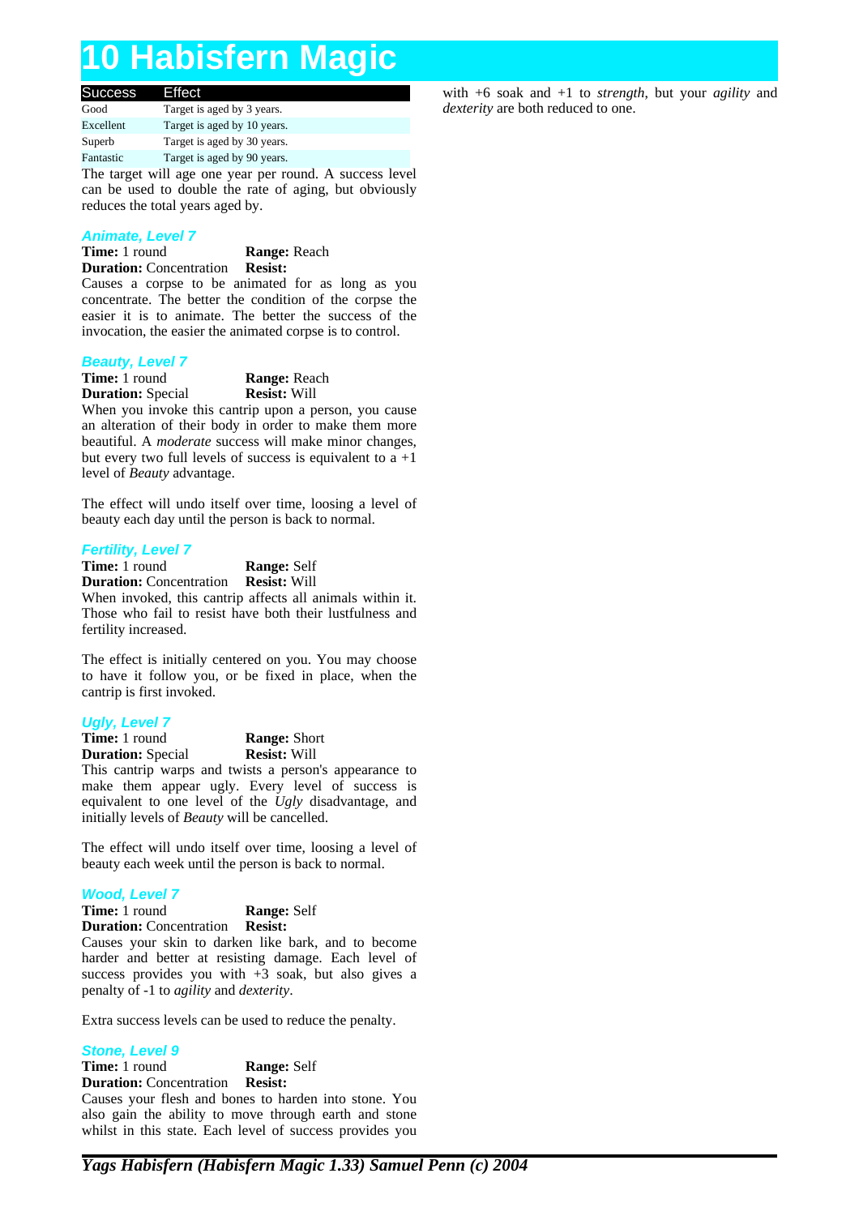# 10 Habisfern Magic

| Success | Effect |
|---|---|
| Good | Target is aged by 3 years. |
| Excellent | Target is aged by 10 years. |
| Superb | Target is aged by 30 years. |
| Fantastic | Target is aged by 90 years. |

The target will age one year per round. A success level can be used to double the rate of aging, but obviously reduces the total years aged by.

### *Animate, Level 7*

**Time:** 1 round **Range:** Reach
**Duration:** Concentration **Resist:**

Causes a corpse to be animated for as long as you concentrate. The better the condition of the corpse the easier it is to animate. The better the success of the invocation, the easier the animated corpse is to control.

### *Beauty, Level 7*

**Time:** 1 round **Range:** Reach
**Duration:** Special **Resist:** Will

When you invoke this cantrip upon a person, you cause an alteration of their body in order to make them more beautiful. A *moderate* success will make minor changes, but every two full levels of success is equivalent to a +1 level of *Beauty* advantage.

The effect will undo itself over time, loosing a level of beauty each day until the person is back to normal.

### *Fertility, Level 7*

**Time:** 1 round **Range:** Self
**Duration:** Concentration **Resist:** Will

When invoked, this cantrip affects all animals within it. Those who fail to resist have both their lustfulness and fertility increased.

The effect is initially centered on you. You may choose to have it follow you, or be fixed in place, when the cantrip is first invoked.

### *Ugly, Level 7*

**Time:** 1 round **Range:** Short
**Duration:** Special **Resist:** Will

This cantrip warps and twists a person's appearance to make them appear ugly. Every level of success is equivalent to one level of the *Ugly* disadvantage, and initially levels of *Beauty* will be cancelled.

The effect will undo itself over time, loosing a level of beauty each week until the person is back to normal.

### *Wood, Level 7*

**Time:** 1 round **Range:** Self
**Duration:** Concentration **Resist:**

Causes your skin to darken like bark, and to become harder and better at resisting damage. Each level of success provides you with +3 soak, but also gives a penalty of -1 to *agility* and *dexterity*.

Extra success levels can be used to reduce the penalty.

### *Stone, Level 9*

**Time:** 1 round **Range:** Self
**Duration:** Concentration **Resist:**

Causes your flesh and bones to harden into stone. You also gain the ability to move through earth and stone whilst in this state. Each level of success provides you with +6 soak and +1 to *strength*, but your *agility* and *dexterity* are both reduced to one.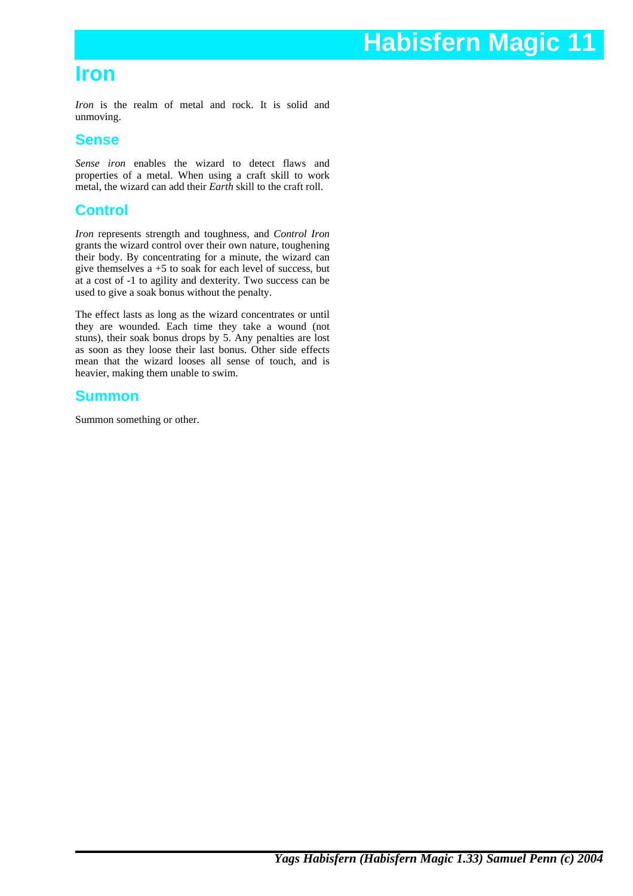# Iron

*Iron* is the realm of metal and rock. It is solid and unmoving.

## Sense

*Sense iron* enables the wizard to detect flaws and properties of a metal. When using a craft skill to work metal, the wizard can add their *Earth* skill to the craft roll.

## Control

*Iron* represents strength and toughness, and *Control Iron* grants the wizard control over their own nature, toughening their body. By concentrating for a minute, the wizard can give themselves a +5 to soak for each level of success, but at a cost of -1 to agility and dexterity. Two success can be used to give a soak bonus without the penalty.

The effect lasts as long as the wizard concentrates or until they are wounded. Each time they take a wound (not stuns), their soak bonus drops by 5. Any penalties are lost as soon as they loose their last bonus. Other side effects mean that the wizard looses all sense of touch, and is heavier, making them unable to swim.

## Summon

Summon something or other.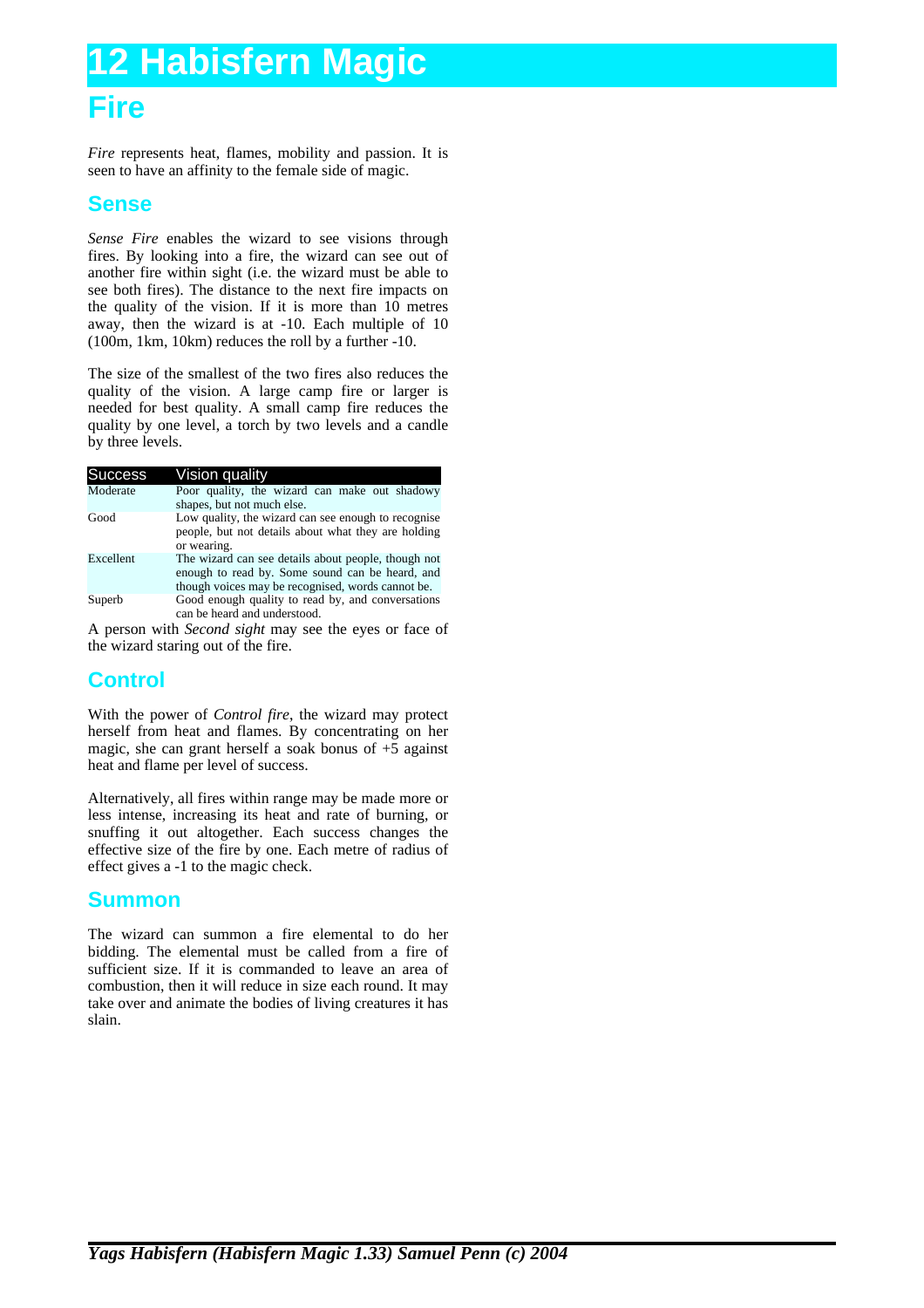# 12 Habisfern Magic

## Fire

*Fire* represents heat, flames, mobility and passion. It is seen to have an affinity to the female side of magic.

### Sense

*Sense Fire* enables the wizard to see visions through fires. By looking into a fire, the wizard can see out of another fire within sight (i.e. the wizard must be able to see both fires). The distance to the next fire impacts on the quality of the vision. If it is more than 10 metres away, then the wizard is at -10. Each multiple of 10 (100m, 1km, 10km) reduces the roll by a further -10.

The size of the smallest of the two fires also reduces the quality of the vision. A large camp fire or larger is needed for best quality. A small camp fire reduces the quality by one level, a torch by two levels and a candle by three levels.

| Success | Vision quality |
|---|---|
| Moderate | Poor quality, the wizard can make out shadowy shapes, but not much else. |
| Good | Low quality, the wizard can see enough to recognise people, but not details about what they are holding or wearing. |
| Excellent | The wizard can see details about people, though not enough to read by. Some sound can be heard, and though voices may be recognised, words cannot be. |
| Superb | Good enough quality to read by, and conversations can be heard and understood. |

A person with *Second sight* may see the eyes or face of the wizard staring out of the fire.

### Control

With the power of *Control fire*, the wizard may protect herself from heat and flames. By concentrating on her magic, she can grant herself a soak bonus of +5 against heat and flame per level of success.

Alternatively, all fires within range may be made more or less intense, increasing its heat and rate of burning, or snuffing it out altogether. Each success changes the effective size of the fire by one. Each metre of radius of effect gives a -1 to the magic check.

### Summon

The wizard can summon a fire elemental to do her bidding. The elemental must be called from a fire of sufficient size. If it is commanded to leave an area of combustion, then it will reduce in size each round. It may take over and animate the bodies of living creatures it has slain.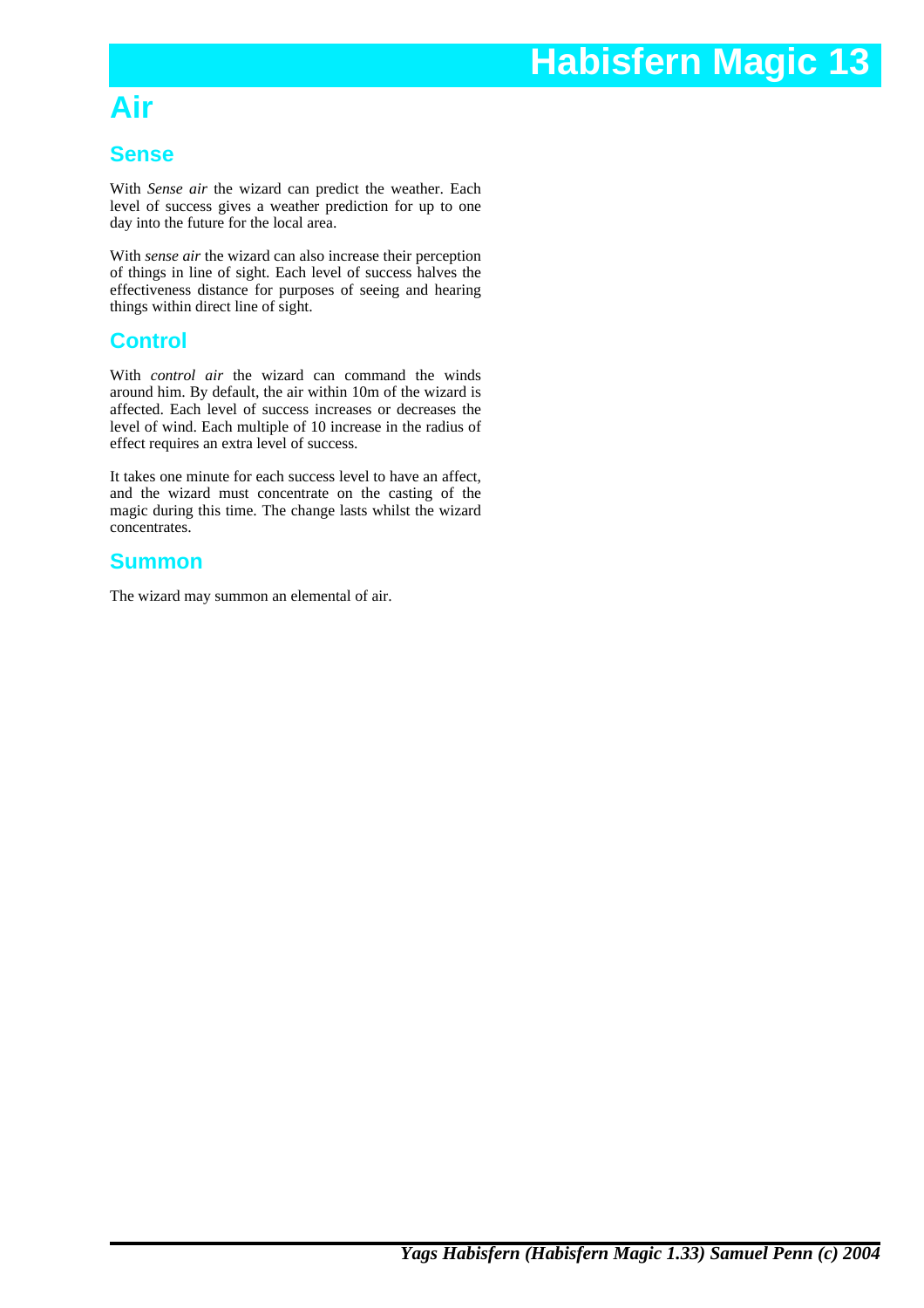# Air

## Sense

With *Sense air* the wizard can predict the weather. Each level of success gives a weather prediction for up to one day into the future for the local area.

With *sense air* the wizard can also increase their perception of things in line of sight. Each level of success halves the effectiveness distance for purposes of seeing and hearing things within direct line of sight.

## Control

With *control air* the wizard can command the winds around him. By default, the air within 10m of the wizard is affected. Each level of success increases or decreases the level of wind. Each multiple of 10 increase in the radius of effect requires an extra level of success.

It takes one minute for each success level to have an affect, and the wizard must concentrate on the casting of the magic during this time. The change lasts whilst the wizard concentrates.

## Summon

The wizard may summon an elemental of air.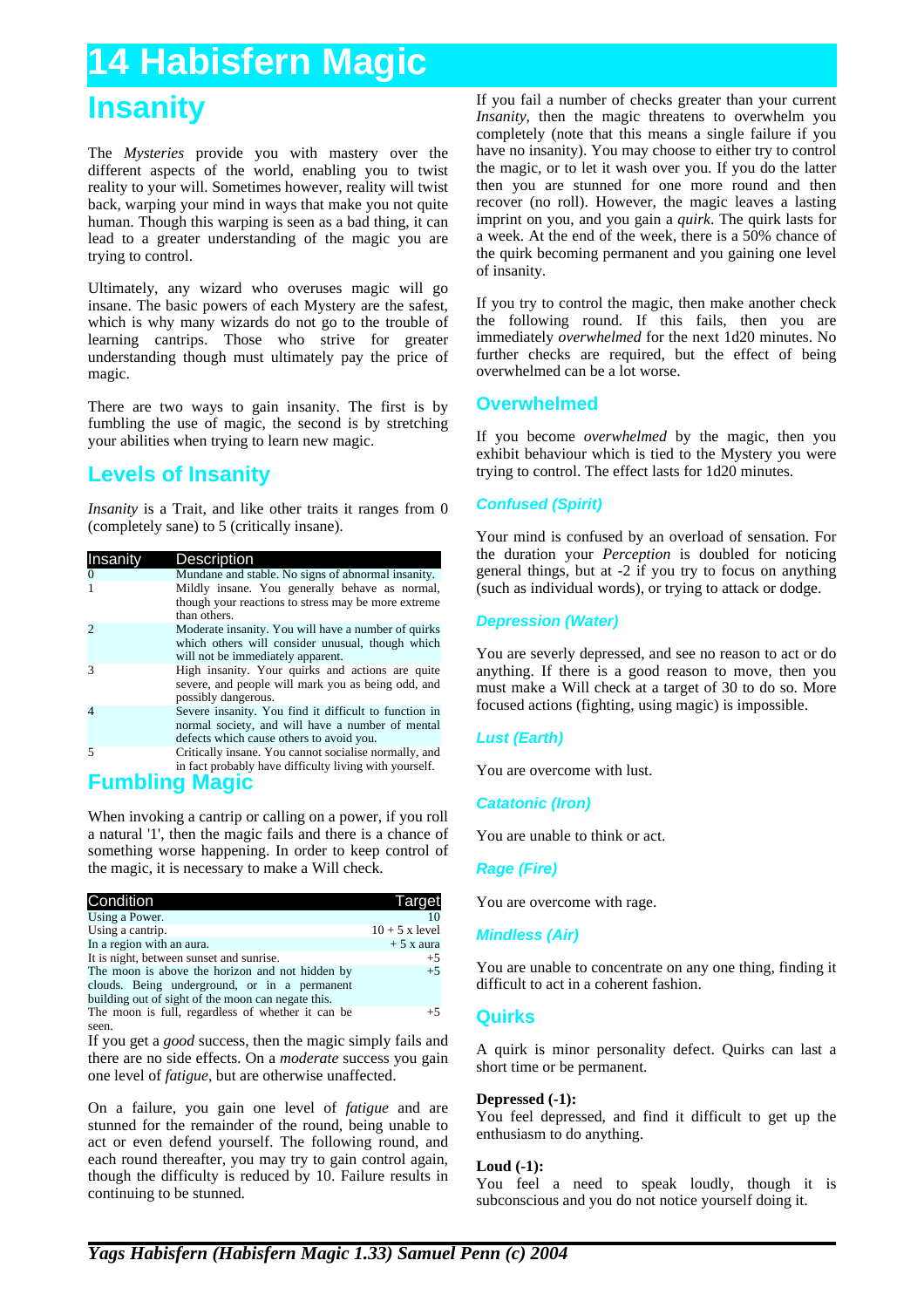# 14 Habisfern Magic

## Insanity

The *Mysteries* provide you with mastery over the different aspects of the world, enabling you to twist reality to your will. Sometimes however, reality will twist back, warping your mind in ways that make you not quite human. Though this warping is seen as a bad thing, it can lead to a greater understanding of the magic you are trying to control.

Ultimately, any wizard who overuses magic will go insane. The basic powers of each Mystery are the safest, which is why many wizards do not go to the trouble of learning cantrips. Those who strive for greater understanding though must ultimately pay the price of magic.

There are two ways to gain insanity. The first is by fumbling the use of magic, the second is by stretching your abilities when trying to learn new magic.

### Levels of Insanity

*Insanity* is a Trait, and like other traits it ranges from 0 (completely sane) to 5 (critically insane).

| Insanity | Description |
|---|---|
| 0 | Mundane and stable. No signs of abnormal insanity. |
| 1 | Mildly insane. You generally behave as normal, though your reactions to stress may be more extreme than others. |
| 2 | Moderate insanity. You will have a number of quirks which others will consider unusual, though which will not be immediately apparent. |
| 3 | High insanity. Your quirks and actions are quite severe, and people will mark you as being odd, and possibly dangerous. |
| 4 | Severe insanity. You find it difficult to function in normal society, and will have a number of mental defects which cause others to avoid you. |
| 5 | Critically insane. You cannot socialise normally, and in fact probably have difficulty living with yourself. |

### Fumbling Magic

When invoking a cantrip or calling on a power, if you roll a natural '1', then the magic fails and there is a chance of something worse happening. In order to keep control of the magic, it is necessary to make a Will check.

| Condition | Target |
|---|---|
| Using a Power. | 10 |
| Using a cantrip. | 10 + 5 x level |
| In a region with an aura. | + 5 x aura |
| It is night, between sunset and sunrise. | +5 |
| The moon is above the horizon and not hidden by clouds. Being underground, or in a permanent building out of sight of the moon can negate this. | +5 |
| The moon is full, regardless of whether it can be seen. | +5 |

If you get a *good* success, then the magic simply fails and there are no side effects. On a *moderate* success you gain one level of *fatigue*, but are otherwise unaffected.

On a failure, you gain one level of *fatigue* and are stunned for the remainder of the round, being unable to act or even defend yourself. The following round, and each round thereafter, you may try to gain control again, though the difficulty is reduced by 10. Failure results in continuing to be stunned.

If you fail a number of checks greater than your current *Insanity*, then the magic threatens to overwhelm you completely (note that this means a single failure if you have no insanity). You may choose to either try to control the magic, or to let it wash over you. If you do the latter then you are stunned for one more round and then recover (no roll). However, the magic leaves a lasting imprint on you, and you gain a *quirk*. The quirk lasts for a week. At the end of the week, there is a 50% chance of the quirk becoming permanent and you gaining one level of insanity.

If you try to control the magic, then make another check the following round. If this fails, then you are immediately *overwhelmed* for the next 1d20 minutes. No further checks are required, but the effect of being overwhelmed can be a lot worse.

### Overwhelmed

If you become *overwhelmed* by the magic, then you exhibit behaviour which is tied to the Mystery you were trying to control. The effect lasts for 1d20 minutes.

#### *Confused (Spirit)*

Your mind is confused by an overload of sensation. For the duration your *Perception* is doubled for noticing general things, but at -2 if you try to focus on anything (such as individual words), or trying to attack or dodge.

#### *Depression (Water)*

You are severly depressed, and see no reason to act or do anything. If there is a good reason to move, then you must make a Will check at a target of 30 to do so. More focused actions (fighting, using magic) is impossible.

#### *Lust (Earth)*

You are overcome with lust.

#### *Catatonic (Iron)*

You are unable to think or act.

#### *Rage (Fire)*

You are overcome with rage.

#### *Mindless (Air)*

You are unable to concentrate on any one thing, finding it difficult to act in a coherent fashion.

### Quirks

A quirk is minor personality defect. Quirks can last a short time or be permanent.

**Depressed (-1):**
You feel depressed, and find it difficult to get up the enthusiasm to do anything.

**Loud (-1):**
You feel a need to speak loudly, though it is subconscious and you do not notice yourself doing it.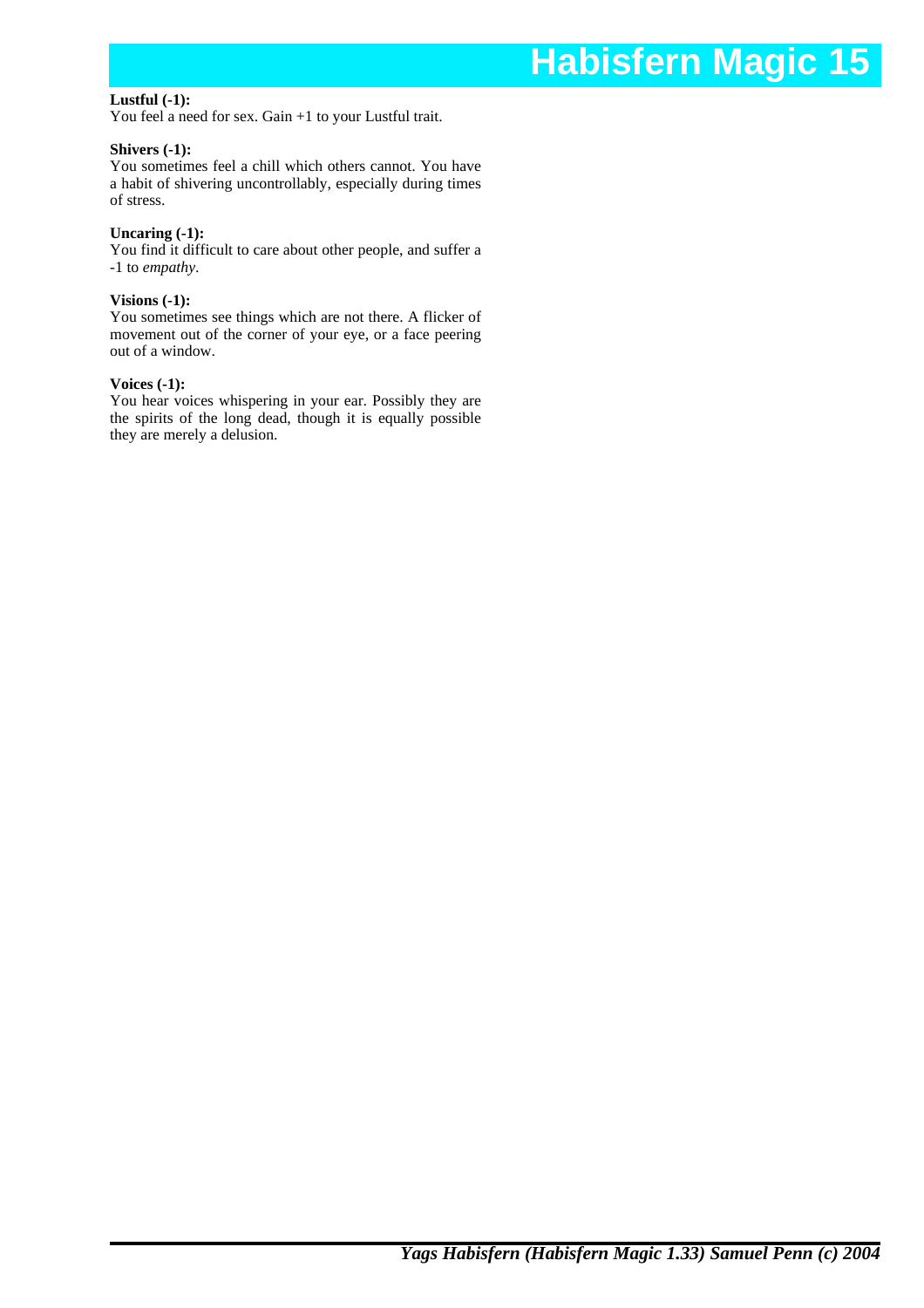**Lustful (-1):**
You feel a need for sex. Gain +1 to your Lustful trait.

**Shivers (-1):**
You sometimes feel a chill which others cannot. You have a habit of shivering uncontrollably, especially during times of stress.

**Uncaring (-1):**
You find it difficult to care about other people, and suffer a -1 to *empathy*.

**Visions (-1):**
You sometimes see things which are not there. A flicker of movement out of the corner of your eye, or a face peering out of a window.

**Voices (-1):**
You hear voices whispering in your ear. Possibly they are the spirits of the long dead, though it is equally possible they are merely a delusion.